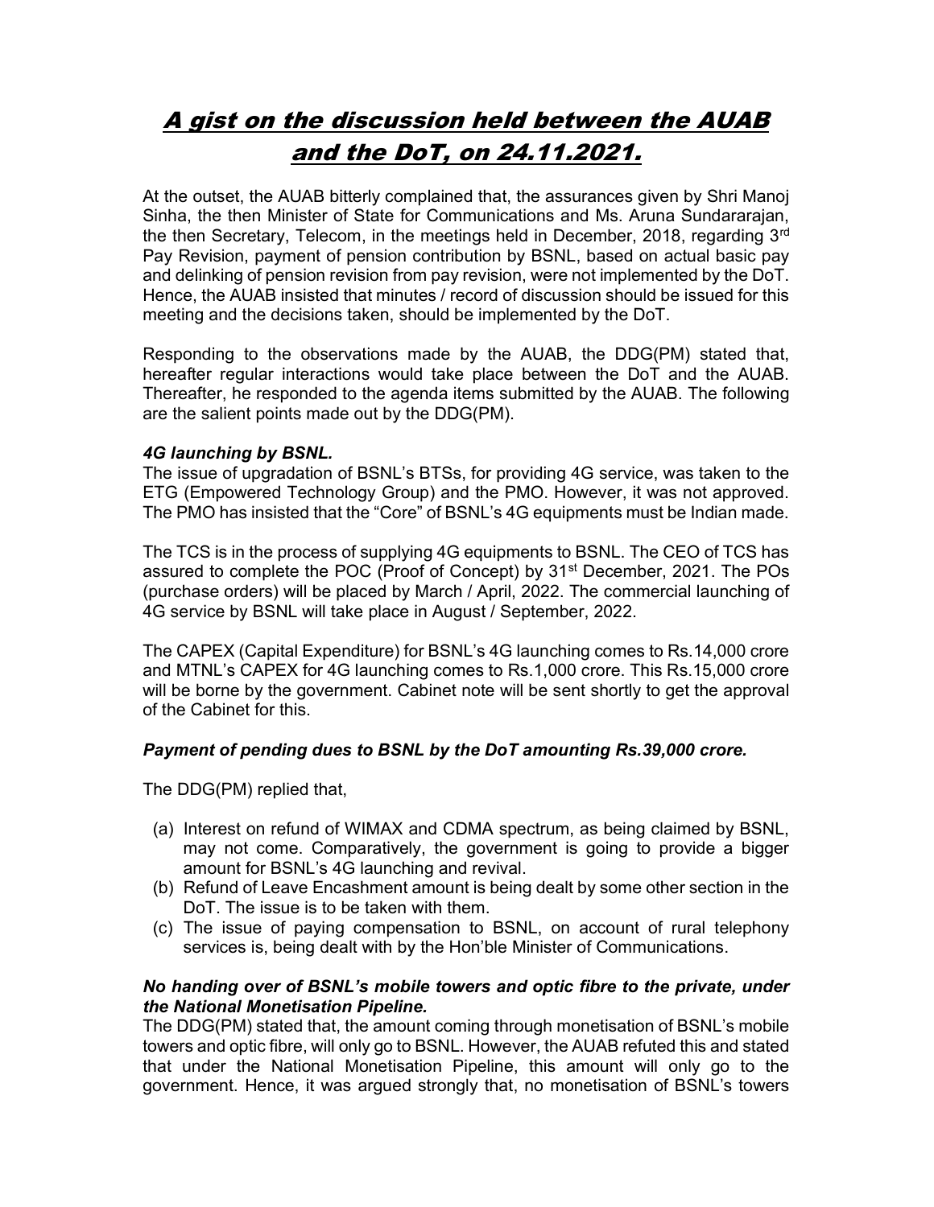# A gist on the discussion held between the AUAB and the DoT, on 24.11.2021.

At the outset, the AUAB bitterly complained that, the assurances given by Shri Manoj Sinha, the then Minister of State for Communications and Ms. Aruna Sundararajan, the then Secretary, Telecom, in the meetings held in December, 2018, regarding 3rd Pay Revision, payment of pension contribution by BSNL, based on actual basic pay and delinking of pension revision from pay revision, were not implemented by the DoT. Hence, the AUAB insisted that minutes / record of discussion should be issued for this meeting and the decisions taken, should be implemented by the DoT.

Responding to the observations made by the AUAB, the DDG(PM) stated that, hereafter regular interactions would take place between the DoT and the AUAB. Thereafter, he responded to the agenda items submitted by the AUAB. The following are the salient points made out by the DDG(PM).

***4G launching by BSNL.***

The issue of upgradation of BSNL's BTSs, for providing 4G service, was taken to the ETG (Empowered Technology Group) and the PMO. However, it was not approved. The PMO has insisted that the "Core" of BSNL's 4G equipments must be Indian made.

The TCS is in the process of supplying 4G equipments to BSNL. The CEO of TCS has assured to complete the POC (Proof of Concept) by 31st December, 2021. The POs (purchase orders) will be placed by March / April, 2022. The commercial launching of 4G service by BSNL will take place in August / September, 2022.

The CAPEX (Capital Expenditure) for BSNL's 4G launching comes to Rs.14,000 crore and MTNL's CAPEX for 4G launching comes to Rs.1,000 crore. This Rs.15,000 crore will be borne by the government. Cabinet note will be sent shortly to get the approval of the Cabinet for this.

***Payment of pending dues to BSNL by the DoT amounting Rs.39,000 crore.***

The DDG(PM) replied that,

(a) Interest on refund of WIMAX and CDMA spectrum, as being claimed by BSNL, may not come. Comparatively, the government is going to provide a bigger amount for BSNL's 4G launching and revival.
(b) Refund of Leave Encashment amount is being dealt by some other section in the DoT. The issue is to be taken with them.
(c) The issue of paying compensation to BSNL, on account of rural telephony services is, being dealt with by the Hon'ble Minister of Communications.

***No handing over of BSNL's mobile towers and optic fibre to the private, under the National Monetisation Pipeline.***

The DDG(PM) stated that, the amount coming through monetisation of BSNL's mobile towers and optic fibre, will only go to BSNL. However, the AUAB refuted this and stated that under the National Monetisation Pipeline, this amount will only go to the government. Hence, it was argued strongly that, no monetisation of BSNL's towers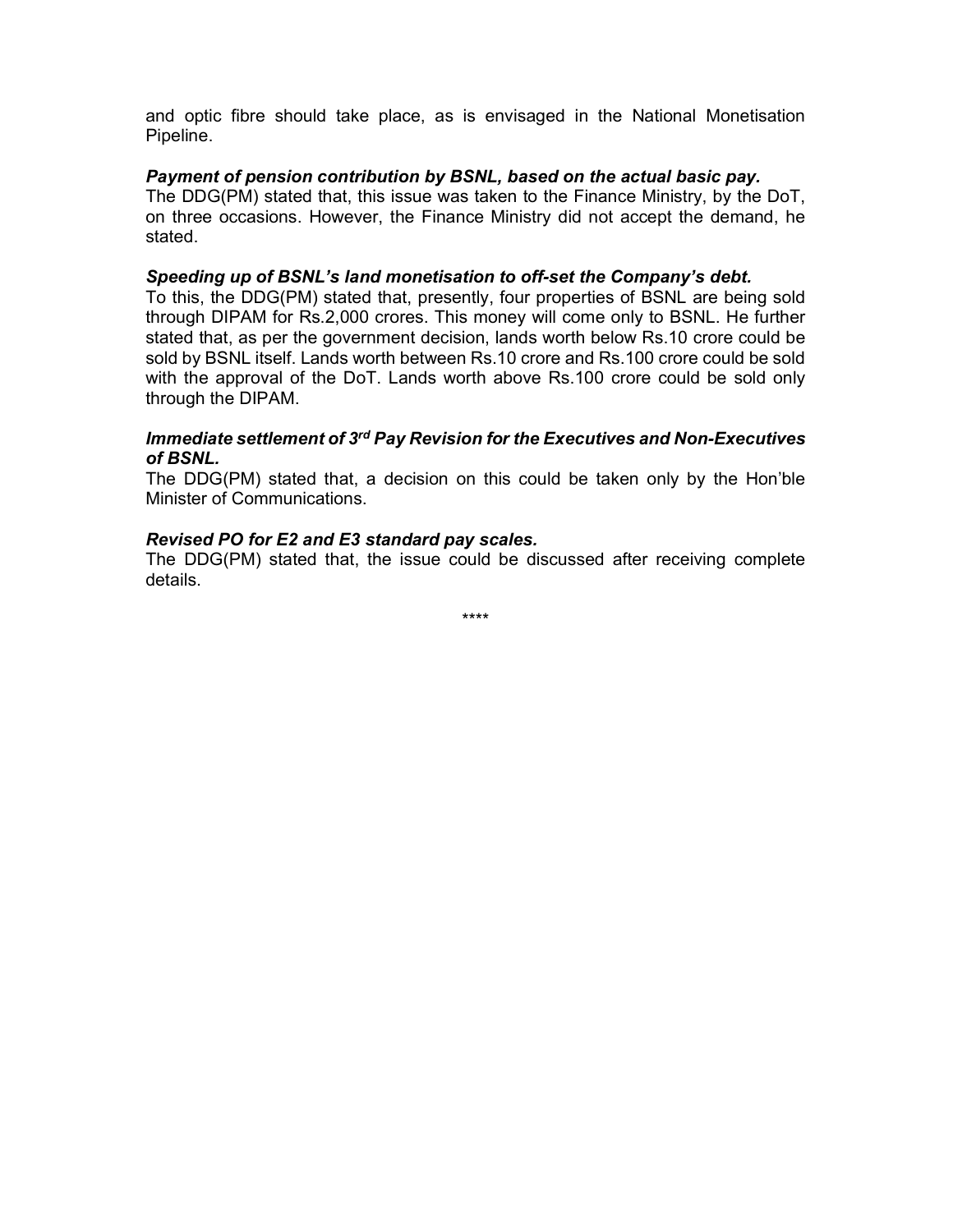and optic fibre should take place, as is envisaged in the National Monetisation Pipeline.

***Payment of pension contribution by BSNL, based on the actual basic pay.***
The DDG(PM) stated that, this issue was taken to the Finance Ministry, by the DoT, on three occasions. However, the Finance Ministry did not accept the demand, he stated.

***Speeding up of BSNL's land monetisation to off-set the Company's debt.***
To this, the DDG(PM) stated that, presently, four properties of BSNL are being sold through DIPAM for Rs.2,000 crores. This money will come only to BSNL. He further stated that, as per the government decision, lands worth below Rs.10 crore could be sold by BSNL itself. Lands worth between Rs.10 crore and Rs.100 crore could be sold with the approval of the DoT. Lands worth above Rs.100 crore could be sold only through the DIPAM.

***Immediate settlement of 3rd Pay Revision for the Executives and Non-Executives of BSNL.***
The DDG(PM) stated that, a decision on this could be taken only by the Hon'ble Minister of Communications.

***Revised PO for E2 and E3 standard pay scales.***
The DDG(PM) stated that, the issue could be discussed after receiving complete details.

****